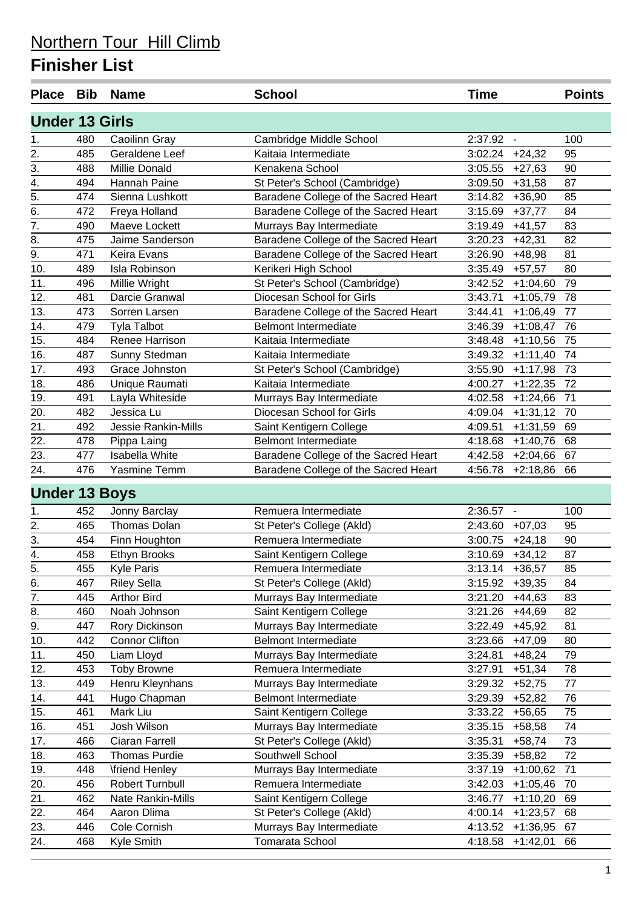# Northern Tour Hill Climb

## Finisher List

| Place | Bib | Name | School | Time | | Points |
|---|---|---|---|---|---|---|
| **Under 13 Girls** | | | | | | |
| 1. | 480 | Caoilinn Gray | Cambridge Middle School | 2:37.92 | - | 100 |
| 2. | 485 | Geraldene Leef | Kaitaia Intermediate | 3:02.24 | +24,32 | 95 |
| 3. | 488 | Millie Donald | Kenakena School | 3:05.55 | +27,63 | 90 |
| 4. | 494 | Hannah Paine | St Peter's School (Cambridge) | 3:09.50 | +31,58 | 87 |
| 5. | 474 | Sienna Lushkott | Baradene College of the Sacred Heart | 3:14.82 | +36,90 | 85 |
| 6. | 472 | Freya Holland | Baradene College of the Sacred Heart | 3:15.69 | +37,77 | 84 |
| 7. | 490 | Maeve Lockett | Murrays Bay Intermediate | 3:19.49 | +41,57 | 83 |
| 8. | 475 | Jaime Sanderson | Baradene College of the Sacred Heart | 3:20.23 | +42,31 | 82 |
| 9. | 471 | Keira Evans | Baradene College of the Sacred Heart | 3:26.90 | +48,98 | 81 |
| 10. | 489 | Isla Robinson | Kerikeri High School | 3:35.49 | +57,57 | 80 |
| 11. | 496 | Millie Wright | St Peter's School (Cambridge) | 3:42.52 | +1:04,60 | 79 |
| 12. | 481 | Darcie Granwal | Diocesan School for Girls | 3:43.71 | +1:05,79 | 78 |
| 13. | 473 | Sorren Larsen | Baradene College of the Sacred Heart | 3:44.41 | +1:06,49 | 77 |
| 14. | 479 | Tyla Talbot | Belmont Intermediate | 3:46.39 | +1:08,47 | 76 |
| 15. | 484 | Renee Harrison | Kaitaia Intermediate | 3:48.48 | +1:10,56 | 75 |
| 16. | 487 | Sunny Stedman | Kaitaia Intermediate | 3:49.32 | +1:11,40 | 74 |
| 17. | 493 | Grace Johnston | St Peter's School (Cambridge) | 3:55.90 | +1:17,98 | 73 |
| 18. | 486 | Unique Raumati | Kaitaia Intermediate | 4:00.27 | +1:22,35 | 72 |
| 19. | 491 | Layla Whiteside | Murrays Bay Intermediate | 4:02.58 | +1:24,66 | 71 |
| 20. | 482 | Jessica Lu | Diocesan School for Girls | 4:09.04 | +1:31,12 | 70 |
| 21. | 492 | Jessie Rankin-Mills | Saint Kentigern College | 4:09.51 | +1:31,59 | 69 |
| 22. | 478 | Pippa Laing | Belmont Intermediate | 4:18.68 | +1:40,76 | 68 |
| 23. | 477 | Isabella White | Baradene College of the Sacred Heart | 4:42.58 | +2:04,66 | 67 |
| 24. | 476 | Yasmine Temm | Baradene College of the Sacred Heart | 4:56.78 | +2:18,86 | 66 |
| **Under 13 Boys** | | | | | | |
| 1. | 452 | Jonny Barclay | Remuera Intermediate | 2:36.57 | - | 100 |
| 2. | 465 | Thomas Dolan | St Peter's College (Akld) | 2:43.60 | +07,03 | 95 |
| 3. | 454 | Finn Houghton | Remuera Intermediate | 3:00.75 | +24,18 | 90 |
| 4. | 458 | Ethyn Brooks | Saint Kentigern College | 3:10.69 | +34,12 | 87 |
| 5. | 455 | Kyle Paris | Remuera Intermediate | 3:13.14 | +36,57 | 85 |
| 6. | 467 | Riley Sella | St Peter's College (Akld) | 3:15.92 | +39,35 | 84 |
| 7. | 445 | Arthor Bird | Murrays Bay Intermediate | 3:21.20 | +44,63 | 83 |
| 8. | 460 | Noah Johnson | Saint Kentigern College | 3:21.26 | +44,69 | 82 |
| 9. | 447 | Rory Dickinson | Murrays Bay Intermediate | 3:22.49 | +45,92 | 81 |
| 10. | 442 | Connor Clifton | Belmont Intermediate | 3:23.66 | +47,09 | 80 |
| 11. | 450 | Liam Lloyd | Murrays Bay Intermediate | 3:24.81 | +48,24 | 79 |
| 12. | 453 | Toby Browne | Remuera Intermediate | 3:27.91 | +51,34 | 78 |
| 13. | 449 | Henru Kleynhans | Murrays Bay Intermediate | 3:29.32 | +52,75 | 77 |
| 14. | 441 | Hugo Chapman | Belmont Intermediate | 3:29.39 | +52,82 | 76 |
| 15. | 461 | Mark Liu | Saint Kentigern College | 3:33.22 | +56,65 | 75 |
| 16. | 451 | Josh Wilson | Murrays Bay Intermediate | 3:35.15 | +58,58 | 74 |
| 17. | 466 | Ciaran Farrell | St Peter's College (Akld) | 3:35.31 | +58,74 | 73 |
| 18. | 463 | Thomas Purdie | Southwell School | 3:35.39 | +58,82 | 72 |
| 19. | 448 | \friend Henley | Murrays Bay Intermediate | 3:37.19 | +1:00,62 | 71 |
| 20. | 456 | Robert Turnbull | Remuera Intermediate | 3:42.03 | +1:05,46 | 70 |
| 21. | 462 | Nate Rankin-Mills | Saint Kentigern College | 3:46.77 | +1:10,20 | 69 |
| 22. | 464 | Aaron Dlima | St Peter's College (Akld) | 4:00.14 | +1:23,57 | 68 |
| 23. | 446 | Cole Cornish | Murrays Bay Intermediate | 4:13.52 | +1:36,95 | 67 |
| 24. | 468 | Kyle Smith | Tomarata School | 4:18.58 | +1:42,01 | 66 |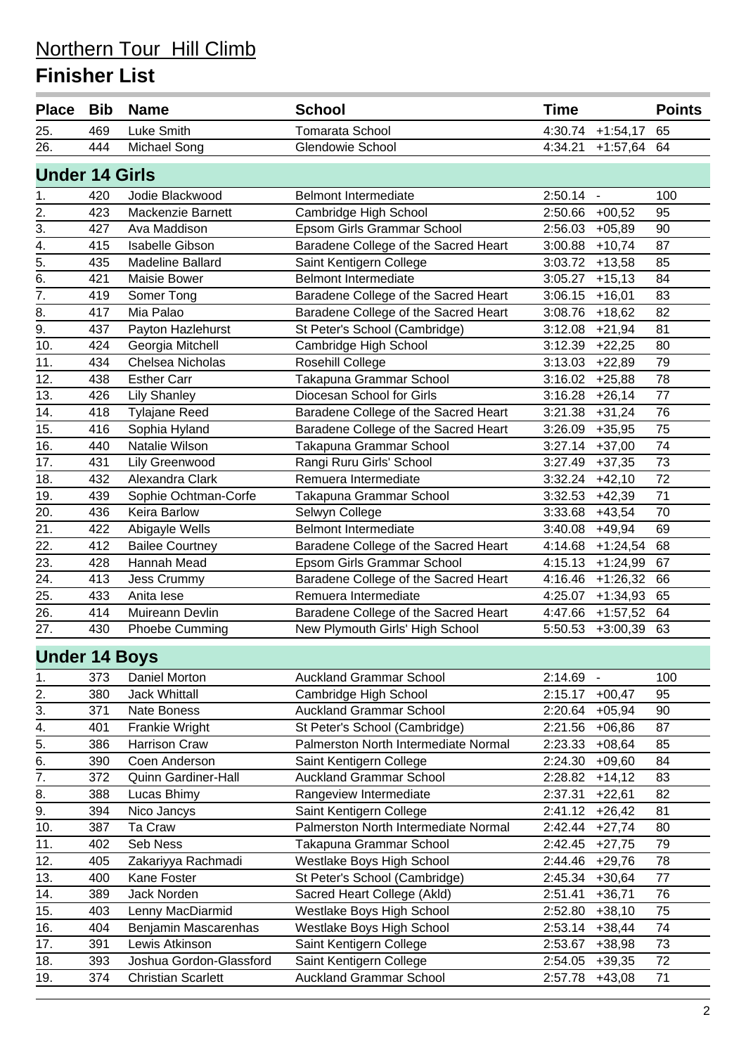# Northern Tour Hill Climb

## Finisher List

| Place | Bib | Name | School | Time | | Points |
|---|---|---|---|---|---|---|
| 25. | 469 | Luke Smith | Tomarata School | 4:30.74 | +1:54,17 | 65 |
| 26. | 444 | Michael Song | Glendowie School | 4:34.21 | +1:57,64 | 64 |

### Under 14 Girls

| Place | Bib | Name | School | Time | | Points |
|---|---|---|---|---|---|---|
| 1. | 420 | Jodie Blackwood | Belmont Intermediate | 2:50.14 | - | 100 |
| 2. | 423 | Mackenzie Barnett | Cambridge High School | 2:50.66 | +00,52 | 95 |
| 3. | 427 | Ava Maddison | Epsom Girls Grammar School | 2:56.03 | +05,89 | 90 |
| 4. | 415 | Isabelle Gibson | Baradene College of the Sacred Heart | 3:00.88 | +10,74 | 87 |
| 5. | 435 | Madeline Ballard | Saint Kentigern College | 3:03.72 | +13,58 | 85 |
| 6. | 421 | Maisie Bower | Belmont Intermediate | 3:05.27 | +15,13 | 84 |
| 7. | 419 | Somer Tong | Baradene College of the Sacred Heart | 3:06.15 | +16,01 | 83 |
| 8. | 417 | Mia Palao | Baradene College of the Sacred Heart | 3:08.76 | +18,62 | 82 |
| 9. | 437 | Payton Hazlehurst | St Peter's School (Cambridge) | 3:12.08 | +21,94 | 81 |
| 10. | 424 | Georgia Mitchell | Cambridge High School | 3:12.39 | +22,25 | 80 |
| 11. | 434 | Chelsea Nicholas | Rosehill College | 3:13.03 | +22,89 | 79 |
| 12. | 438 | Esther Carr | Takapuna Grammar School | 3:16.02 | +25,88 | 78 |
| 13. | 426 | Lily Shanley | Diocesan School for Girls | 3:16.28 | +26,14 | 77 |
| 14. | 418 | Tylajane Reed | Baradene College of the Sacred Heart | 3:21.38 | +31,24 | 76 |
| 15. | 416 | Sophia Hyland | Baradene College of the Sacred Heart | 3:26.09 | +35,95 | 75 |
| 16. | 440 | Natalie Wilson | Takapuna Grammar School | 3:27.14 | +37,00 | 74 |
| 17. | 431 | Lily Greenwood | Rangi Ruru Girls' School | 3:27.49 | +37,35 | 73 |
| 18. | 432 | Alexandra Clark | Remuera Intermediate | 3:32.24 | +42,10 | 72 |
| 19. | 439 | Sophie Ochtman-Corfe | Takapuna Grammar School | 3:32.53 | +42,39 | 71 |
| 20. | 436 | Keira Barlow | Selwyn College | 3:33.68 | +43,54 | 70 |
| 21. | 422 | Abigayle Wells | Belmont Intermediate | 3:40.08 | +49,94 | 69 |
| 22. | 412 | Bailee Courtney | Baradene College of the Sacred Heart | 4:14.68 | +1:24,54 | 68 |
| 23. | 428 | Hannah Mead | Epsom Girls Grammar School | 4:15.13 | +1:24,99 | 67 |
| 24. | 413 | Jess Crummy | Baradene College of the Sacred Heart | 4:16.46 | +1:26,32 | 66 |
| 25. | 433 | Anita Iese | Remuera Intermediate | 4:25.07 | +1:34,93 | 65 |
| 26. | 414 | Muireann Devlin | Baradene College of the Sacred Heart | 4:47.66 | +1:57,52 | 64 |
| 27. | 430 | Phoebe Cumming | New Plymouth Girls' High School | 5:50.53 | +3:00,39 | 63 |

### Under 14 Boys

| Place | Bib | Name | School | Time | | Points |
|---|---|---|---|---|---|---|
| 1. | 373 | Daniel Morton | Auckland Grammar School | 2:14.69 | - | 100 |
| 2. | 380 | Jack Whittall | Cambridge High School | 2:15.17 | +00,47 | 95 |
| 3. | 371 | Nate Boness | Auckland Grammar School | 2:20.64 | +05,94 | 90 |
| 4. | 401 | Frankie Wright | St Peter's School (Cambridge) | 2:21.56 | +06,86 | 87 |
| 5. | 386 | Harrison Craw | Palmerston North Intermediate Normal | 2:23.33 | +08,64 | 85 |
| 6. | 390 | Coen Anderson | Saint Kentigern College | 2:24.30 | +09,60 | 84 |
| 7. | 372 | Quinn Gardiner-Hall | Auckland Grammar School | 2:28.82 | +14,12 | 83 |
| 8. | 388 | Lucas Bhimy | Rangeview Intermediate | 2:37.31 | +22,61 | 82 |
| 9. | 394 | Nico Jancys | Saint Kentigern College | 2:41.12 | +26,42 | 81 |
| 10. | 387 | Ta Craw | Palmerston North Intermediate Normal | 2:42.44 | +27,74 | 80 |
| 11. | 402 | Seb Ness | Takapuna Grammar School | 2:42.45 | +27,75 | 79 |
| 12. | 405 | Zakariyya Rachmadi | Westlake Boys High School | 2:44.46 | +29,76 | 78 |
| 13. | 400 | Kane Foster | St Peter's School (Cambridge) | 2:45.34 | +30,64 | 77 |
| 14. | 389 | Jack Norden | Sacred Heart College (Akld) | 2:51.41 | +36,71 | 76 |
| 15. | 403 | Lenny MacDiarmid | Westlake Boys High School | 2:52.80 | +38,10 | 75 |
| 16. | 404 | Benjamin Mascarenhas | Westlake Boys High School | 2:53.14 | +38,44 | 74 |
| 17. | 391 | Lewis Atkinson | Saint Kentigern College | 2:53.67 | +38,98 | 73 |
| 18. | 393 | Joshua Gordon-Glassford | Saint Kentigern College | 2:54.05 | +39,35 | 72 |
| 19. | 374 | Christian Scarlett | Auckland Grammar School | 2:57.78 | +43,08 | 71 |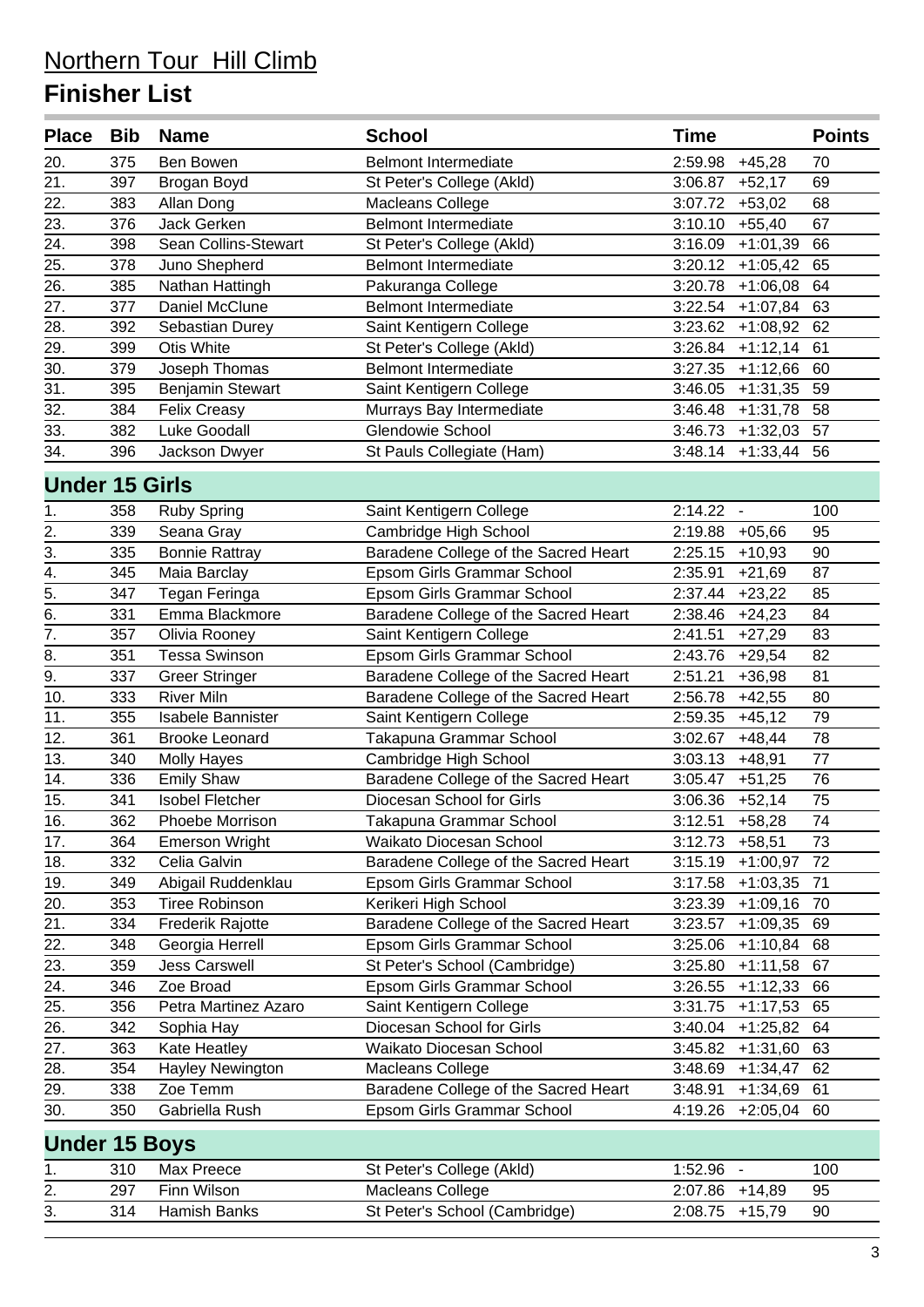# Northern Tour Hill Climb

## Finisher List

| Place | Bib | Name | School | Time | | Points |
|---|---|---|---|---|---|---|
| 20. | 375 | Ben Bowen | Belmont Intermediate | 2:59.98 | +45,28 | 70 |
| 21. | 397 | Brogan Boyd | St Peter's College (Akld) | 3:06.87 | +52,17 | 69 |
| 22. | 383 | Allan Dong | Macleans College | 3:07.72 | +53,02 | 68 |
| 23. | 376 | Jack Gerken | Belmont Intermediate | 3:10.10 | +55,40 | 67 |
| 24. | 398 | Sean Collins-Stewart | St Peter's College (Akld) | 3:16.09 | +1:01,39 | 66 |
| 25. | 378 | Juno Shepherd | Belmont Intermediate | 3:20.12 | +1:05,42 | 65 |
| 26. | 385 | Nathan Hattingh | Pakuranga College | 3:20.78 | +1:06,08 | 64 |
| 27. | 377 | Daniel McClune | Belmont Intermediate | 3:22.54 | +1:07,84 | 63 |
| 28. | 392 | Sebastian Durey | Saint Kentigern College | 3:23.62 | +1:08,92 | 62 |
| 29. | 399 | Otis White | St Peter's College (Akld) | 3:26.84 | +1:12,14 | 61 |
| 30. | 379 | Joseph Thomas | Belmont Intermediate | 3:27.35 | +1:12,66 | 60 |
| 31. | 395 | Benjamin Stewart | Saint Kentigern College | 3:46.05 | +1:31,35 | 59 |
| 32. | 384 | Felix Creasy | Murrays Bay Intermediate | 3:46.48 | +1:31,78 | 58 |
| 33. | 382 | Luke Goodall | Glendowie School | 3:46.73 | +1:32,03 | 57 |
| 34. | 396 | Jackson Dwyer | St Pauls Collegiate (Ham) | 3:48.14 | +1:33,44 | 56 |

### Under 15 Girls

| Place | Bib | Name | School | Time | | Points |
|---|---|---|---|---|---|---|
| 1. | 358 | Ruby Spring | Saint Kentigern College | 2:14.22 | - | 100 |
| 2. | 339 | Seana Gray | Cambridge High School | 2:19.88 | +05,66 | 95 |
| 3. | 335 | Bonnie Rattray | Baradene College of the Sacred Heart | 2:25.15 | +10,93 | 90 |
| 4. | 345 | Maia Barclay | Epsom Girls Grammar School | 2:35.91 | +21,69 | 87 |
| 5. | 347 | Tegan Feringa | Epsom Girls Grammar School | 2:37.44 | +23,22 | 85 |
| 6. | 331 | Emma Blackmore | Baradene College of the Sacred Heart | 2:38.46 | +24,23 | 84 |
| 7. | 357 | Olivia Rooney | Saint Kentigern College | 2:41.51 | +27,29 | 83 |
| 8. | 351 | Tessa Swinson | Epsom Girls Grammar School | 2:43.76 | +29,54 | 82 |
| 9. | 337 | Greer Stringer | Baradene College of the Sacred Heart | 2:51.21 | +36,98 | 81 |
| 10. | 333 | River Miln | Baradene College of the Sacred Heart | 2:56.78 | +42,55 | 80 |
| 11. | 355 | Isabele Bannister | Saint Kentigern College | 2:59.35 | +45,12 | 79 |
| 12. | 361 | Brooke Leonard | Takapuna Grammar School | 3:02.67 | +48,44 | 78 |
| 13. | 340 | Molly Hayes | Cambridge High School | 3:03.13 | +48,91 | 77 |
| 14. | 336 | Emily Shaw | Baradene College of the Sacred Heart | 3:05.47 | +51,25 | 76 |
| 15. | 341 | Isobel Fletcher | Diocesan School for Girls | 3:06.36 | +52,14 | 75 |
| 16. | 362 | Phoebe Morrison | Takapuna Grammar School | 3:12.51 | +58,28 | 74 |
| 17. | 364 | Emerson Wright | Waikato Diocesan School | 3:12.73 | +58,51 | 73 |
| 18. | 332 | Celia Galvin | Baradene College of the Sacred Heart | 3:15.19 | +1:00,97 | 72 |
| 19. | 349 | Abigail Ruddenklau | Epsom Girls Grammar School | 3:17.58 | +1:03,35 | 71 |
| 20. | 353 | Tiree Robinson | Kerikeri High School | 3:23.39 | +1:09,16 | 70 |
| 21. | 334 | Frederik Rajotte | Baradene College of the Sacred Heart | 3:23.57 | +1:09,35 | 69 |
| 22. | 348 | Georgia Herrell | Epsom Girls Grammar School | 3:25.06 | +1:10,84 | 68 |
| 23. | 359 | Jess Carswell | St Peter's School (Cambridge) | 3:25.80 | +1:11,58 | 67 |
| 24. | 346 | Zoe Broad | Epsom Girls Grammar School | 3:26.55 | +1:12,33 | 66 |
| 25. | 356 | Petra Martinez Azaro | Saint Kentigern College | 3:31.75 | +1:17,53 | 65 |
| 26. | 342 | Sophia Hay | Diocesan School for Girls | 3:40.04 | +1:25,82 | 64 |
| 27. | 363 | Kate Heatley | Waikato Diocesan School | 3:45.82 | +1:31,60 | 63 |
| 28. | 354 | Hayley Newington | Macleans College | 3:48.69 | +1:34,47 | 62 |
| 29. | 338 | Zoe Temm | Baradene College of the Sacred Heart | 3:48.91 | +1:34,69 | 61 |
| 30. | 350 | Gabriella Rush | Epsom Girls Grammar School | 4:19.26 | +2:05,04 | 60 |

### Under 15 Boys

| Place | Bib | Name | School | Time | | Points |
|---|---|---|---|---|---|---|
| 1. | 310 | Max Preece | St Peter's College (Akld) | 1:52.96 | - | 100 |
| 2. | 297 | Finn Wilson | Macleans College | 2:07.86 | +14,89 | 95 |
| 3. | 314 | Hamish Banks | St Peter's School (Cambridge) | 2:08.75 | +15,79 | 90 |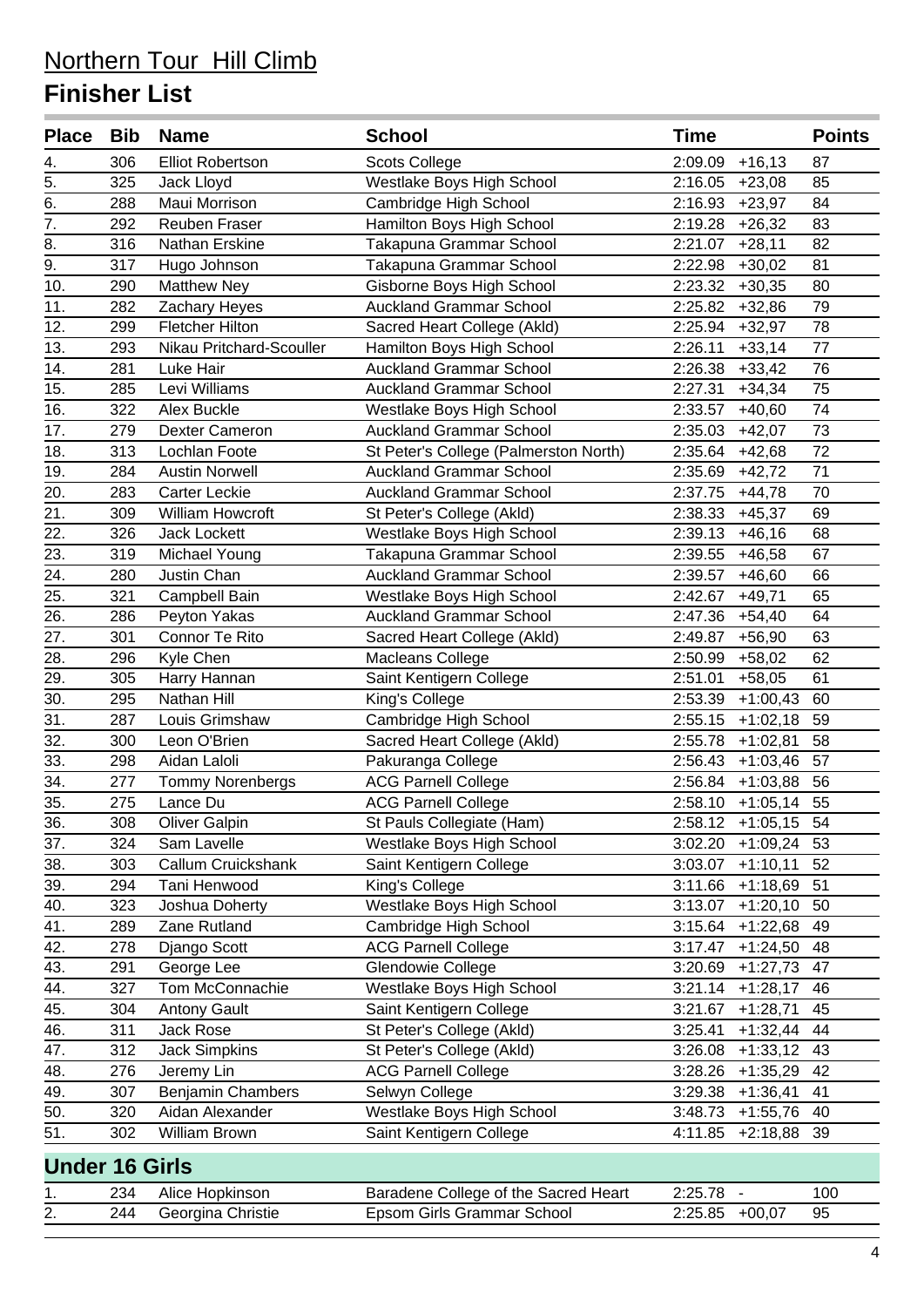# Northern Tour Hill Climb

## Finisher List

| Place | Bib | Name | School | Time | | Points |
|---|---|---|---|---|---|---|
| 4. | 306 | Elliot Robertson | Scots College | 2:09.09 | +16,13 | 87 |
| 5. | 325 | Jack Lloyd | Westlake Boys High School | 2:16.05 | +23,08 | 85 |
| 6. | 288 | Maui Morrison | Cambridge High School | 2:16.93 | +23,97 | 84 |
| 7. | 292 | Reuben Fraser | Hamilton Boys High School | 2:19.28 | +26,32 | 83 |
| 8. | 316 | Nathan Erskine | Takapuna Grammar School | 2:21.07 | +28,11 | 82 |
| 9. | 317 | Hugo Johnson | Takapuna Grammar School | 2:22.98 | +30,02 | 81 |
| 10. | 290 | Matthew Ney | Gisborne Boys High School | 2:23.32 | +30,35 | 80 |
| 11. | 282 | Zachary Heyes | Auckland Grammar School | 2:25.82 | +32,86 | 79 |
| 12. | 299 | Fletcher Hilton | Sacred Heart College (Akld) | 2:25.94 | +32,97 | 78 |
| 13. | 293 | Nikau Pritchard-Scouller | Hamilton Boys High School | 2:26.11 | +33,14 | 77 |
| 14. | 281 | Luke Hair | Auckland Grammar School | 2:26.38 | +33,42 | 76 |
| 15. | 285 | Levi Williams | Auckland Grammar School | 2:27.31 | +34,34 | 75 |
| 16. | 322 | Alex Buckle | Westlake Boys High School | 2:33.57 | +40,60 | 74 |
| 17. | 279 | Dexter Cameron | Auckland Grammar School | 2:35.03 | +42,07 | 73 |
| 18. | 313 | Lochlan Foote | St Peter's College (Palmerston North) | 2:35.64 | +42,68 | 72 |
| 19. | 284 | Austin Norwell | Auckland Grammar School | 2:35.69 | +42,72 | 71 |
| 20. | 283 | Carter Leckie | Auckland Grammar School | 2:37.75 | +44,78 | 70 |
| 21. | 309 | William Howcroft | St Peter's College (Akld) | 2:38.33 | +45,37 | 69 |
| 22. | 326 | Jack Lockett | Westlake Boys High School | 2:39.13 | +46,16 | 68 |
| 23. | 319 | Michael Young | Takapuna Grammar School | 2:39.55 | +46,58 | 67 |
| 24. | 280 | Justin Chan | Auckland Grammar School | 2:39.57 | +46,60 | 66 |
| 25. | 321 | Campbell Bain | Westlake Boys High School | 2:42.67 | +49,71 | 65 |
| 26. | 286 | Peyton Yakas | Auckland Grammar School | 2:47.36 | +54,40 | 64 |
| 27. | 301 | Connor Te Rito | Sacred Heart College (Akld) | 2:49.87 | +56,90 | 63 |
| 28. | 296 | Kyle Chen | Macleans College | 2:50.99 | +58,02 | 62 |
| 29. | 305 | Harry Hannan | Saint Kentigern College | 2:51.01 | +58,05 | 61 |
| 30. | 295 | Nathan Hill | King's College | 2:53.39 | +1:00,43 | 60 |
| 31. | 287 | Louis Grimshaw | Cambridge High School | 2:55.15 | +1:02,18 | 59 |
| 32. | 300 | Leon O'Brien | Sacred Heart College (Akld) | 2:55.78 | +1:02,81 | 58 |
| 33. | 298 | Aidan Laloli | Pakuranga College | 2:56.43 | +1:03,46 | 57 |
| 34. | 277 | Tommy Norenbergs | ACG Parnell College | 2:56.84 | +1:03,88 | 56 |
| 35. | 275 | Lance Du | ACG Parnell College | 2:58.10 | +1:05,14 | 55 |
| 36. | 308 | Oliver Galpin | St Pauls Collegiate (Ham) | 2:58.12 | +1:05,15 | 54 |
| 37. | 324 | Sam Lavelle | Westlake Boys High School | 3:02.20 | +1:09,24 | 53 |
| 38. | 303 | Callum Cruickshank | Saint Kentigern College | 3:03.07 | +1:10,11 | 52 |
| 39. | 294 | Tani Henwood | King's College | 3:11.66 | +1:18,69 | 51 |
| 40. | 323 | Joshua Doherty | Westlake Boys High School | 3:13.07 | +1:20,10 | 50 |
| 41. | 289 | Zane Rutland | Cambridge High School | 3:15.64 | +1:22,68 | 49 |
| 42. | 278 | Django Scott | ACG Parnell College | 3:17.47 | +1:24,50 | 48 |
| 43. | 291 | George Lee | Glendowie College | 3:20.69 | +1:27,73 | 47 |
| 44. | 327 | Tom McConnachie | Westlake Boys High School | 3:21.14 | +1:28,17 | 46 |
| 45. | 304 | Antony Gault | Saint Kentigern College | 3:21.67 | +1:28,71 | 45 |
| 46. | 311 | Jack Rose | St Peter's College (Akld) | 3:25.41 | +1:32,44 | 44 |
| 47. | 312 | Jack Simpkins | St Peter's College (Akld) | 3:26.08 | +1:33,12 | 43 |
| 48. | 276 | Jeremy Lin | ACG Parnell College | 3:28.26 | +1:35,29 | 42 |
| 49. | 307 | Benjamin Chambers | Selwyn College | 3:29.38 | +1:36,41 | 41 |
| 50. | 320 | Aidan Alexander | Westlake Boys High School | 3:48.73 | +1:55,76 | 40 |
| 51. | 302 | William Brown | Saint Kentigern College | 4:11.85 | +2:18,88 | 39 |

## Under 16 Girls

| Place | Bib | Name | School | Time | | Points |
|---|---|---|---|---|---|---|
| 1. | 234 | Alice Hopkinson | Baradene College of the Sacred Heart | 2:25.78 | - | 100 |
| 2. | 244 | Georgina Christie | Epsom Girls Grammar School | 2:25.85 | +00,07 | 95 |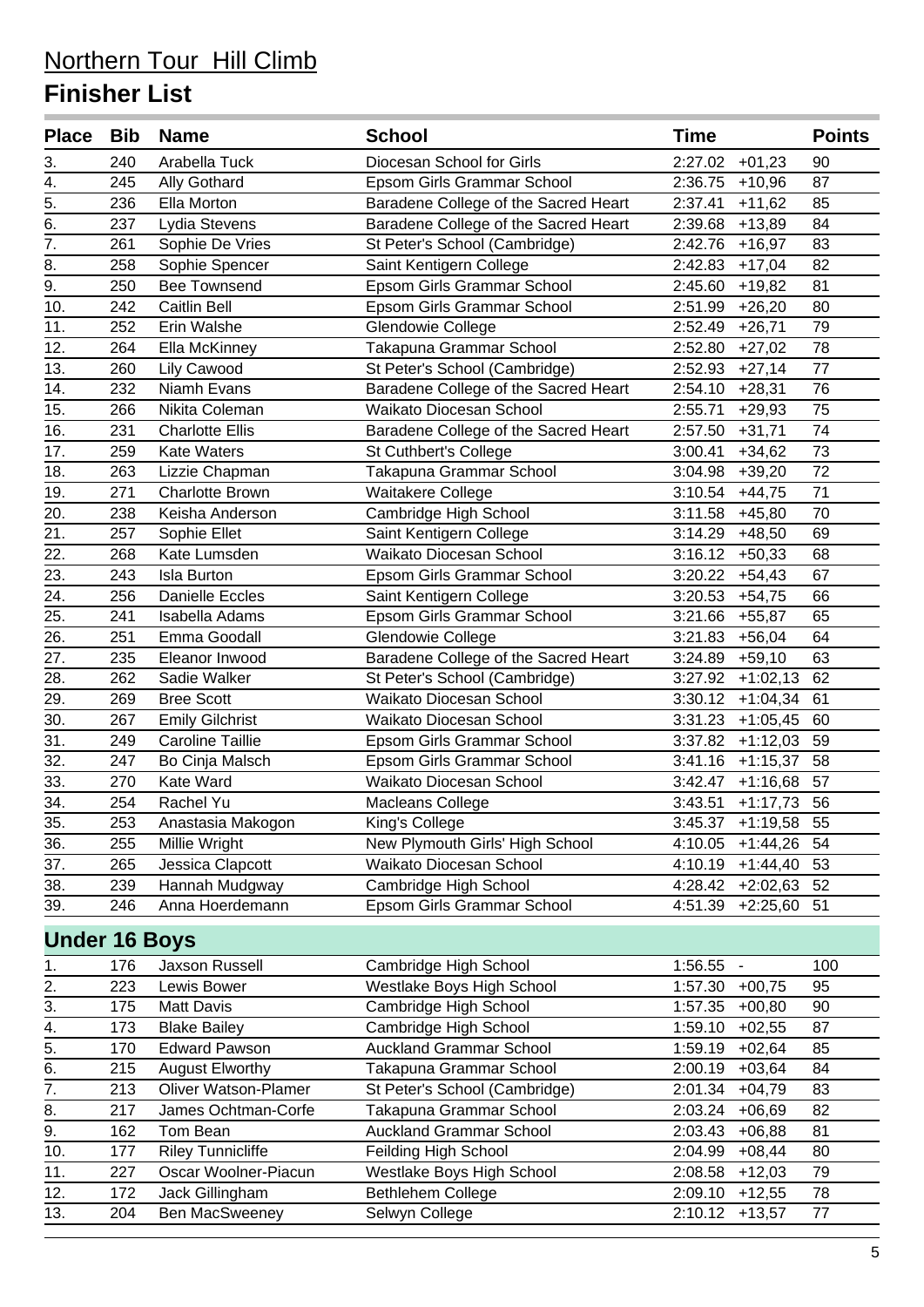# Northern Tour Hill Climb

## Finisher List

| Place | Bib | Name | School | Time | | Points |
|---|---|---|---|---|---|---|
| 3. | 240 | Arabella Tuck | Diocesan School for Girls | 2:27.02 | +01,23 | 90 |
| 4. | 245 | Ally Gothard | Epsom Girls Grammar School | 2:36.75 | +10,96 | 87 |
| 5. | 236 | Ella Morton | Baradene College of the Sacred Heart | 2:37.41 | +11,62 | 85 |
| 6. | 237 | Lydia Stevens | Baradene College of the Sacred Heart | 2:39.68 | +13,89 | 84 |
| 7. | 261 | Sophie De Vries | St Peter's School (Cambridge) | 2:42.76 | +16,97 | 83 |
| 8. | 258 | Sophie Spencer | Saint Kentigern College | 2:42.83 | +17,04 | 82 |
| 9. | 250 | Bee Townsend | Epsom Girls Grammar School | 2:45.60 | +19,82 | 81 |
| 10. | 242 | Caitlin Bell | Epsom Girls Grammar School | 2:51.99 | +26,20 | 80 |
| 11. | 252 | Erin Walshe | Glendowie College | 2:52.49 | +26,71 | 79 |
| 12. | 264 | Ella McKinney | Takapuna Grammar School | 2:52.80 | +27,02 | 78 |
| 13. | 260 | Lily Cawood | St Peter's School (Cambridge) | 2:52.93 | +27,14 | 77 |
| 14. | 232 | Niamh Evans | Baradene College of the Sacred Heart | 2:54.10 | +28,31 | 76 |
| 15. | 266 | Nikita Coleman | Waikato Diocesan School | 2:55.71 | +29,93 | 75 |
| 16. | 231 | Charlotte Ellis | Baradene College of the Sacred Heart | 2:57.50 | +31,71 | 74 |
| 17. | 259 | Kate Waters | St Cuthbert's College | 3:00.41 | +34,62 | 73 |
| 18. | 263 | Lizzie Chapman | Takapuna Grammar School | 3:04.98 | +39,20 | 72 |
| 19. | 271 | Charlotte Brown | Waitakere College | 3:10.54 | +44,75 | 71 |
| 20. | 238 | Keisha Anderson | Cambridge High School | 3:11.58 | +45,80 | 70 |
| 21. | 257 | Sophie Ellet | Saint Kentigern College | 3:14.29 | +48,50 | 69 |
| 22. | 268 | Kate Lumsden | Waikato Diocesan School | 3:16.12 | +50,33 | 68 |
| 23. | 243 | Isla Burton | Epsom Girls Grammar School | 3:20.22 | +54,43 | 67 |
| 24. | 256 | Danielle Eccles | Saint Kentigern College | 3:20.53 | +54,75 | 66 |
| 25. | 241 | Isabella Adams | Epsom Girls Grammar School | 3:21.66 | +55,87 | 65 |
| 26. | 251 | Emma Goodall | Glendowie College | 3:21.83 | +56,04 | 64 |
| 27. | 235 | Eleanor Inwood | Baradene College of the Sacred Heart | 3:24.89 | +59,10 | 63 |
| 28. | 262 | Sadie Walker | St Peter's School (Cambridge) | 3:27.92 | +1:02,13 | 62 |
| 29. | 269 | Bree Scott | Waikato Diocesan School | 3:30.12 | +1:04,34 | 61 |
| 30. | 267 | Emily Gilchrist | Waikato Diocesan School | 3:31.23 | +1:05,45 | 60 |
| 31. | 249 | Caroline Taillie | Epsom Girls Grammar School | 3:37.82 | +1:12,03 | 59 |
| 32. | 247 | Bo Cinja Malsch | Epsom Girls Grammar School | 3:41.16 | +1:15,37 | 58 |
| 33. | 270 | Kate Ward | Waikato Diocesan School | 3:42.47 | +1:16,68 | 57 |
| 34. | 254 | Rachel Yu | Macleans College | 3:43.51 | +1:17,73 | 56 |
| 35. | 253 | Anastasia Makogon | King's College | 3:45.37 | +1:19,58 | 55 |
| 36. | 255 | Millie Wright | New Plymouth Girls' High School | 4:10.05 | +1:44,26 | 54 |
| 37. | 265 | Jessica Clapcott | Waikato Diocesan School | 4:10.19 | +1:44,40 | 53 |
| 38. | 239 | Hannah Mudgway | Cambridge High School | 4:28.42 | +2:02,63 | 52 |
| 39. | 246 | Anna Hoerdemann | Epsom Girls Grammar School | 4:51.39 | +2:25,60 | 51 |

### Under 16 Boys

| Place | Bib | Name | School | Time | | Points |
|---|---|---|---|---|---|---|
| 1. | 176 | Jaxson Russell | Cambridge High School | 1:56.55 | - | 100 |
| 2. | 223 | Lewis Bower | Westlake Boys High School | 1:57.30 | +00,75 | 95 |
| 3. | 175 | Matt Davis | Cambridge High School | 1:57.35 | +00,80 | 90 |
| 4. | 173 | Blake Bailey | Cambridge High School | 1:59.10 | +02,55 | 87 |
| 5. | 170 | Edward Pawson | Auckland Grammar School | 1:59.19 | +02,64 | 85 |
| 6. | 215 | August Elworthy | Takapuna Grammar School | 2:00.19 | +03,64 | 84 |
| 7. | 213 | Oliver Watson-Plamer | St Peter's School (Cambridge) | 2:01.34 | +04,79 | 83 |
| 8. | 217 | James Ochtman-Corfe | Takapuna Grammar School | 2:03.24 | +06,69 | 82 |
| 9. | 162 | Tom Bean | Auckland Grammar School | 2:03.43 | +06,88 | 81 |
| 10. | 177 | Riley Tunnicliffe | Feilding High School | 2:04.99 | +08,44 | 80 |
| 11. | 227 | Oscar Woolner-Piacun | Westlake Boys High School | 2:08.58 | +12,03 | 79 |
| 12. | 172 | Jack Gillingham | Bethlehem College | 2:09.10 | +12,55 | 78 |
| 13. | 204 | Ben MacSweeney | Selwyn College | 2:10.12 | +13,57 | 77 |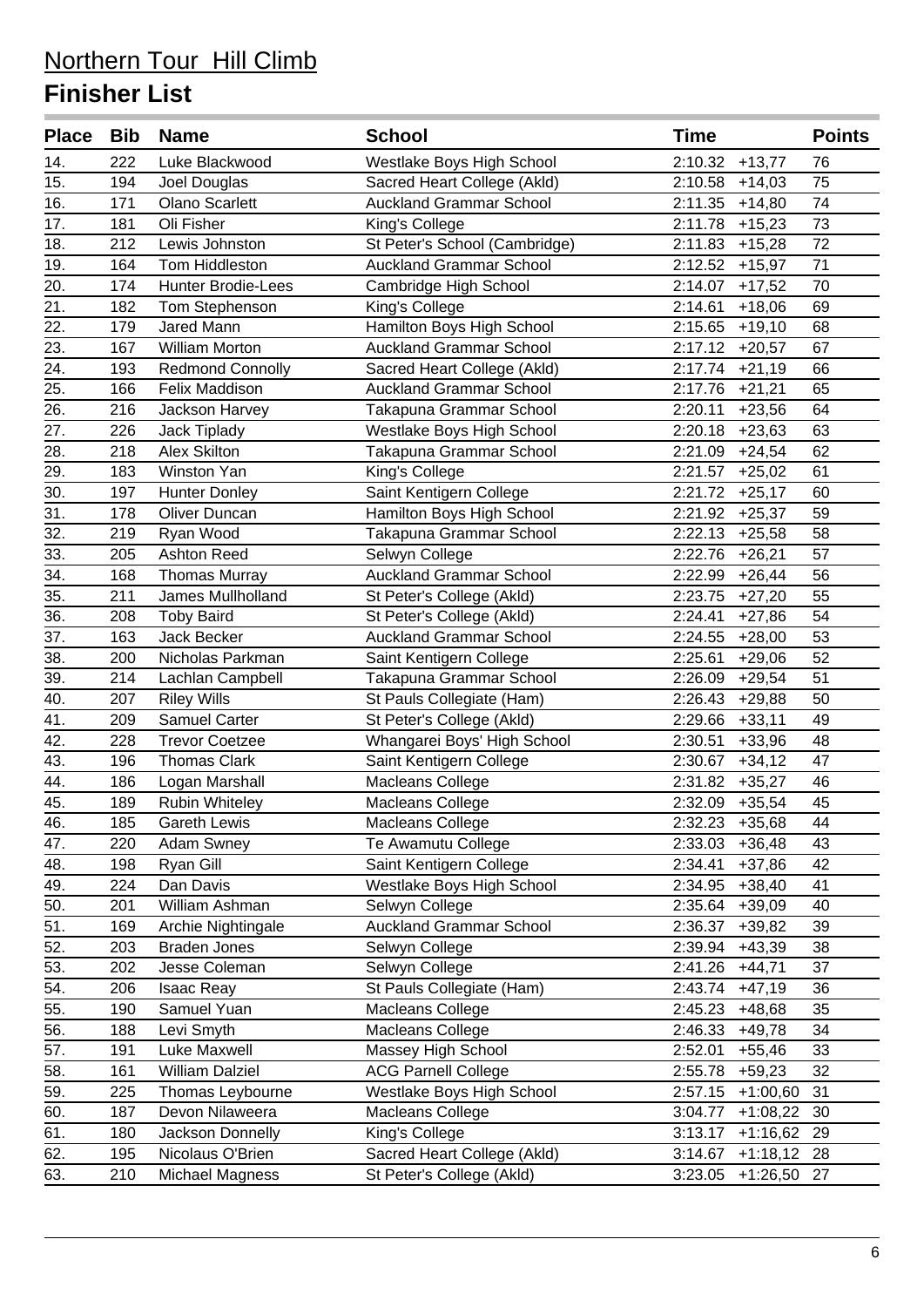# Northern Tour Hill Climb

## Finisher List

| Place | Bib | Name | School | Time | | Points |
|---|---|---|---|---|---|---|
| 14. | 222 | Luke Blackwood | Westlake Boys High School | 2:10.32 | +13,77 | 76 |
| 15. | 194 | Joel Douglas | Sacred Heart College (Akld) | 2:10.58 | +14,03 | 75 |
| 16. | 171 | Olano Scarlett | Auckland Grammar School | 2:11.35 | +14,80 | 74 |
| 17. | 181 | Oli Fisher | King's College | 2:11.78 | +15,23 | 73 |
| 18. | 212 | Lewis Johnston | St Peter's School (Cambridge) | 2:11.83 | +15,28 | 72 |
| 19. | 164 | Tom Hiddleston | Auckland Grammar School | 2:12.52 | +15,97 | 71 |
| 20. | 174 | Hunter Brodie-Lees | Cambridge High School | 2:14.07 | +17,52 | 70 |
| 21. | 182 | Tom Stephenson | King's College | 2:14.61 | +18,06 | 69 |
| 22. | 179 | Jared Mann | Hamilton Boys High School | 2:15.65 | +19,10 | 68 |
| 23. | 167 | William Morton | Auckland Grammar School | 2:17.12 | +20,57 | 67 |
| 24. | 193 | Redmond Connolly | Sacred Heart College (Akld) | 2:17.74 | +21,19 | 66 |
| 25. | 166 | Felix Maddison | Auckland Grammar School | 2:17.76 | +21,21 | 65 |
| 26. | 216 | Jackson Harvey | Takapuna Grammar School | 2:20.11 | +23,56 | 64 |
| 27. | 226 | Jack Tiplady | Westlake Boys High School | 2:20.18 | +23,63 | 63 |
| 28. | 218 | Alex Skilton | Takapuna Grammar School | 2:21.09 | +24,54 | 62 |
| 29. | 183 | Winston Yan | King's College | 2:21.57 | +25,02 | 61 |
| 30. | 197 | Hunter Donley | Saint Kentigern College | 2:21.72 | +25,17 | 60 |
| 31. | 178 | Oliver Duncan | Hamilton Boys High School | 2:21.92 | +25,37 | 59 |
| 32. | 219 | Ryan Wood | Takapuna Grammar School | 2:22.13 | +25,58 | 58 |
| 33. | 205 | Ashton Reed | Selwyn College | 2:22.76 | +26,21 | 57 |
| 34. | 168 | Thomas Murray | Auckland Grammar School | 2:22.99 | +26,44 | 56 |
| 35. | 211 | James Mullholland | St Peter's College (Akld) | 2:23.75 | +27,20 | 55 |
| 36. | 208 | Toby Baird | St Peter's College (Akld) | 2:24.41 | +27,86 | 54 |
| 37. | 163 | Jack Becker | Auckland Grammar School | 2:24.55 | +28,00 | 53 |
| 38. | 200 | Nicholas Parkman | Saint Kentigern College | 2:25.61 | +29,06 | 52 |
| 39. | 214 | Lachlan Campbell | Takapuna Grammar School | 2:26.09 | +29,54 | 51 |
| 40. | 207 | Riley Wills | St Pauls Collegiate (Ham) | 2:26.43 | +29,88 | 50 |
| 41. | 209 | Samuel Carter | St Peter's College (Akld) | 2:29.66 | +33,11 | 49 |
| 42. | 228 | Trevor Coetzee | Whangarei Boys' High School | 2:30.51 | +33,96 | 48 |
| 43. | 196 | Thomas Clark | Saint Kentigern College | 2:30.67 | +34,12 | 47 |
| 44. | 186 | Logan Marshall | Macleans College | 2:31.82 | +35,27 | 46 |
| 45. | 189 | Rubin Whiteley | Macleans College | 2:32.09 | +35,54 | 45 |
| 46. | 185 | Gareth Lewis | Macleans College | 2:32.23 | +35,68 | 44 |
| 47. | 220 | Adam Swney | Te Awamutu College | 2:33.03 | +36,48 | 43 |
| 48. | 198 | Ryan Gill | Saint Kentigern College | 2:34.41 | +37,86 | 42 |
| 49. | 224 | Dan Davis | Westlake Boys High School | 2:34.95 | +38,40 | 41 |
| 50. | 201 | William Ashman | Selwyn College | 2:35.64 | +39,09 | 40 |
| 51. | 169 | Archie Nightingale | Auckland Grammar School | 2:36.37 | +39,82 | 39 |
| 52. | 203 | Braden Jones | Selwyn College | 2:39.94 | +43,39 | 38 |
| 53. | 202 | Jesse Coleman | Selwyn College | 2:41.26 | +44,71 | 37 |
| 54. | 206 | Isaac Reay | St Pauls Collegiate (Ham) | 2:43.74 | +47,19 | 36 |
| 55. | 190 | Samuel Yuan | Macleans College | 2:45.23 | +48,68 | 35 |
| 56. | 188 | Levi Smyth | Macleans College | 2:46.33 | +49,78 | 34 |
| 57. | 191 | Luke Maxwell | Massey High School | 2:52.01 | +55,46 | 33 |
| 58. | 161 | William Dalziel | ACG Parnell College | 2:55.78 | +59,23 | 32 |
| 59. | 225 | Thomas Leybourne | Westlake Boys High School | 2:57.15 | +1:00,60 | 31 |
| 60. | 187 | Devon Nilaweera | Macleans College | 3:04.77 | +1:08,22 | 30 |
| 61. | 180 | Jackson Donnelly | King's College | 3:13.17 | +1:16,62 | 29 |
| 62. | 195 | Nicolaus O'Brien | Sacred Heart College (Akld) | 3:14.67 | +1:18,12 | 28 |
| 63. | 210 | Michael Magness | St Peter's College (Akld) | 3:23.05 | +1:26,50 | 27 |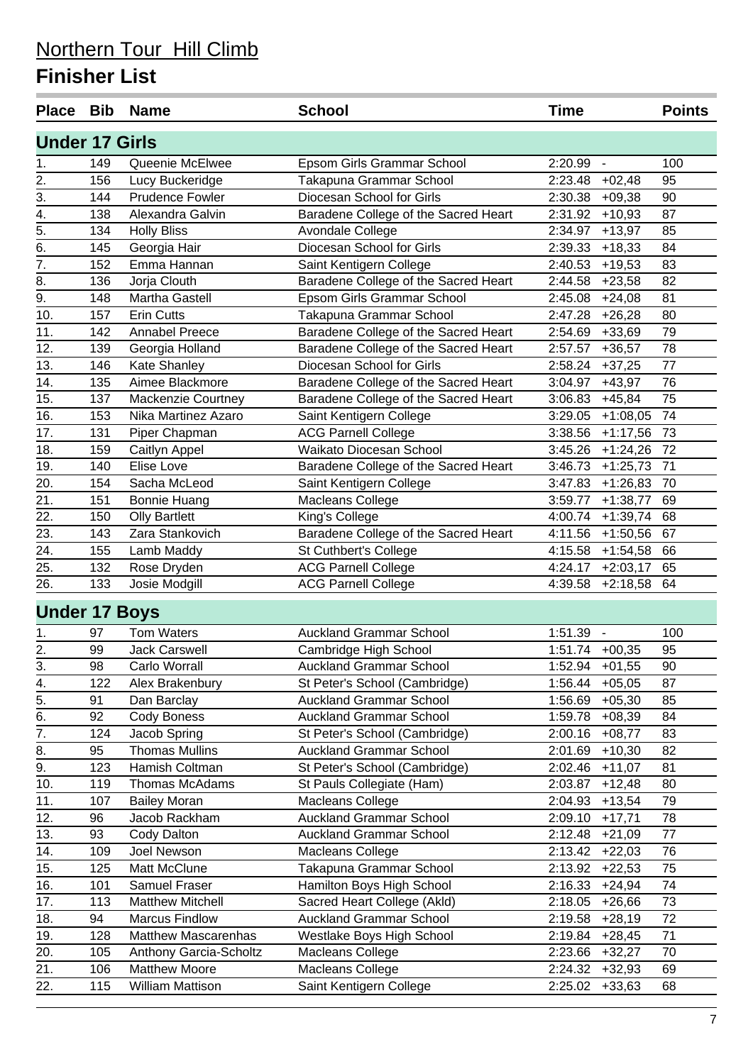# Northern Tour Hill Climb

## Finisher List

| Place | Bib | Name | School | Time | | Points |
|---|---|---|---|---|---|---|
| **Under 17 Girls** | | | | | | |
| 1. | 149 | Queenie McElwee | Epsom Girls Grammar School | 2:20.99 | - | 100 |
| 2. | 156 | Lucy Buckeridge | Takapuna Grammar School | 2:23.48 | +02,48 | 95 |
| 3. | 144 | Prudence Fowler | Diocesan School for Girls | 2:30.38 | +09,38 | 90 |
| 4. | 138 | Alexandra Galvin | Baradene College of the Sacred Heart | 2:31.92 | +10,93 | 87 |
| 5. | 134 | Holly Bliss | Avondale College | 2:34.97 | +13,97 | 85 |
| 6. | 145 | Georgia Hair | Diocesan School for Girls | 2:39.33 | +18,33 | 84 |
| 7. | 152 | Emma Hannan | Saint Kentigern College | 2:40.53 | +19,53 | 83 |
| 8. | 136 | Jorja Clouth | Baradene College of the Sacred Heart | 2:44.58 | +23,58 | 82 |
| 9. | 148 | Martha Gastell | Epsom Girls Grammar School | 2:45.08 | +24,08 | 81 |
| 10. | 157 | Erin Cutts | Takapuna Grammar School | 2:47.28 | +26,28 | 80 |
| 11. | 142 | Annabel Preece | Baradene College of the Sacred Heart | 2:54.69 | +33,69 | 79 |
| 12. | 139 | Georgia Holland | Baradene College of the Sacred Heart | 2:57.57 | +36,57 | 78 |
| 13. | 146 | Kate Shanley | Diocesan School for Girls | 2:58.24 | +37,25 | 77 |
| 14. | 135 | Aimee Blackmore | Baradene College of the Sacred Heart | 3:04.97 | +43,97 | 76 |
| 15. | 137 | Mackenzie Courtney | Baradene College of the Sacred Heart | 3:06.83 | +45,84 | 75 |
| 16. | 153 | Nika Martinez Azaro | Saint Kentigern College | 3:29.05 | +1:08,05 | 74 |
| 17. | 131 | Piper Chapman | ACG Parnell College | 3:38.56 | +1:17,56 | 73 |
| 18. | 159 | Caitlyn Appel | Waikato Diocesan School | 3:45.26 | +1:24,26 | 72 |
| 19. | 140 | Elise Love | Baradene College of the Sacred Heart | 3:46.73 | +1:25,73 | 71 |
| 20. | 154 | Sacha McLeod | Saint Kentigern College | 3:47.83 | +1:26,83 | 70 |
| 21. | 151 | Bonnie Huang | Macleans College | 3:59.77 | +1:38,77 | 69 |
| 22. | 150 | Olly Bartlett | King's College | 4:00.74 | +1:39,74 | 68 |
| 23. | 143 | Zara Stankovich | Baradene College of the Sacred Heart | 4:11.56 | +1:50,56 | 67 |
| 24. | 155 | Lamb Maddy | St Cuthbert's College | 4:15.58 | +1:54,58 | 66 |
| 25. | 132 | Rose Dryden | ACG Parnell College | 4:24.17 | +2:03,17 | 65 |
| 26. | 133 | Josie Modgill | ACG Parnell College | 4:39.58 | +2:18,58 | 64 |
| **Under 17 Boys** | | | | | | |
| 1. | 97 | Tom Waters | Auckland Grammar School | 1:51.39 | - | 100 |
| 2. | 99 | Jack Carswell | Cambridge High School | 1:51.74 | +00,35 | 95 |
| 3. | 98 | Carlo Worrall | Auckland Grammar School | 1:52.94 | +01,55 | 90 |
| 4. | 122 | Alex Brakenbury | St Peter's School (Cambridge) | 1:56.44 | +05,05 | 87 |
| 5. | 91 | Dan Barclay | Auckland Grammar School | 1:56.69 | +05,30 | 85 |
| 6. | 92 | Cody Boness | Auckland Grammar School | 1:59.78 | +08,39 | 84 |
| 7. | 124 | Jacob Spring | St Peter's School (Cambridge) | 2:00.16 | +08,77 | 83 |
| 8. | 95 | Thomas Mullins | Auckland Grammar School | 2:01.69 | +10,30 | 82 |
| 9. | 123 | Hamish Coltman | St Peter's School (Cambridge) | 2:02.46 | +11,07 | 81 |
| 10. | 119 | Thomas McAdams | St Pauls Collegiate (Ham) | 2:03.87 | +12,48 | 80 |
| 11. | 107 | Bailey Moran | Macleans College | 2:04.93 | +13,54 | 79 |
| 12. | 96 | Jacob Rackham | Auckland Grammar School | 2:09.10 | +17,71 | 78 |
| 13. | 93 | Cody Dalton | Auckland Grammar School | 2:12.48 | +21,09 | 77 |
| 14. | 109 | Joel Newson | Macleans College | 2:13.42 | +22,03 | 76 |
| 15. | 125 | Matt McClune | Takapuna Grammar School | 2:13.92 | +22,53 | 75 |
| 16. | 101 | Samuel Fraser | Hamilton Boys High School | 2:16.33 | +24,94 | 74 |
| 17. | 113 | Matthew Mitchell | Sacred Heart College (Akld) | 2:18.05 | +26,66 | 73 |
| 18. | 94 | Marcus Findlow | Auckland Grammar School | 2:19.58 | +28,19 | 72 |
| 19. | 128 | Matthew Mascarenhas | Westlake Boys High School | 2:19.84 | +28,45 | 71 |
| 20. | 105 | Anthony Garcia-Scholtz | Macleans College | 2:23.66 | +32,27 | 70 |
| 21. | 106 | Matthew Moore | Macleans College | 2:24.32 | +32,93 | 69 |
| 22. | 115 | William Mattison | Saint Kentigern College | 2:25.02 | +33,63 | 68 |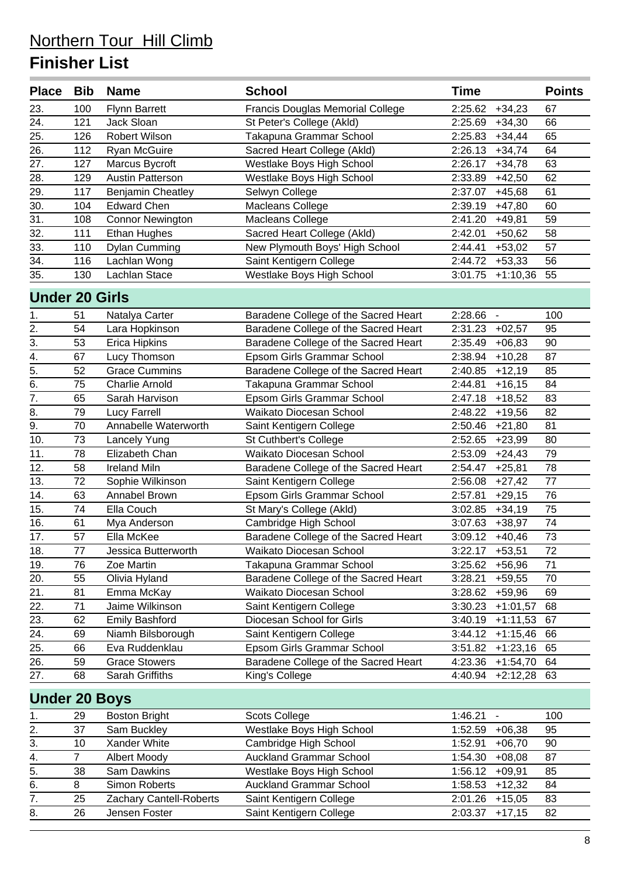# Northern Tour Hill Climb

## Finisher List

| Place | Bib | Name | School | Time | | Points |
|---|---|---|---|---|---|---|
| 23. | 100 | Flynn Barrett | Francis Douglas Memorial College | 2:25.62 | +34,23 | 67 |
| 24. | 121 | Jack Sloan | St Peter's College (Akld) | 2:25.69 | +34,30 | 66 |
| 25. | 126 | Robert Wilson | Takapuna Grammar School | 2:25.83 | +34,44 | 65 |
| 26. | 112 | Ryan McGuire | Sacred Heart College (Akld) | 2:26.13 | +34,74 | 64 |
| 27. | 127 | Marcus Bycroft | Westlake Boys High School | 2:26.17 | +34,78 | 63 |
| 28. | 129 | Austin Patterson | Westlake Boys High School | 2:33.89 | +42,50 | 62 |
| 29. | 117 | Benjamin Cheatley | Selwyn College | 2:37.07 | +45,68 | 61 |
| 30. | 104 | Edward Chen | Macleans College | 2:39.19 | +47,80 | 60 |
| 31. | 108 | Connor Newington | Macleans College | 2:41.20 | +49,81 | 59 |
| 32. | 111 | Ethan Hughes | Sacred Heart College (Akld) | 2:42.01 | +50,62 | 58 |
| 33. | 110 | Dylan Cumming | New Plymouth Boys' High School | 2:44.41 | +53,02 | 57 |
| 34. | 116 | Lachlan Wong | Saint Kentigern College | 2:44.72 | +53,33 | 56 |
| 35. | 130 | Lachlan Stace | Westlake Boys High School | 3:01.75 | +1:10,36 | 55 |

### Under 20 Girls

| Place | Bib | Name | School | Time | | Points |
|---|---|---|---|---|---|---|
| 1. | 51 | Natalya Carter | Baradene College of the Sacred Heart | 2:28.66 | - | 100 |
| 2. | 54 | Lara Hopkinson | Baradene College of the Sacred Heart | 2:31.23 | +02,57 | 95 |
| 3. | 53 | Erica Hipkins | Baradene College of the Sacred Heart | 2:35.49 | +06,83 | 90 |
| 4. | 67 | Lucy Thomson | Epsom Girls Grammar School | 2:38.94 | +10,28 | 87 |
| 5. | 52 | Grace Cummins | Baradene College of the Sacred Heart | 2:40.85 | +12,19 | 85 |
| 6. | 75 | Charlie Arnold | Takapuna Grammar School | 2:44.81 | +16,15 | 84 |
| 7. | 65 | Sarah Harvison | Epsom Girls Grammar School | 2:47.18 | +18,52 | 83 |
| 8. | 79 | Lucy Farrell | Waikato Diocesan School | 2:48.22 | +19,56 | 82 |
| 9. | 70 | Annabelle Waterworth | Saint Kentigern College | 2:50.46 | +21,80 | 81 |
| 10. | 73 | Lancely Yung | St Cuthbert's College | 2:52.65 | +23,99 | 80 |
| 11. | 78 | Elizabeth Chan | Waikato Diocesan School | 2:53.09 | +24,43 | 79 |
| 12. | 58 | Ireland Miln | Baradene College of the Sacred Heart | 2:54.47 | +25,81 | 78 |
| 13. | 72 | Sophie Wilkinson | Saint Kentigern College | 2:56.08 | +27,42 | 77 |
| 14. | 63 | Annabel Brown | Epsom Girls Grammar School | 2:57.81 | +29,15 | 76 |
| 15. | 74 | Ella Couch | St Mary's College (Akld) | 3:02.85 | +34,19 | 75 |
| 16. | 61 | Mya Anderson | Cambridge High School | 3:07.63 | +38,97 | 74 |
| 17. | 57 | Ella McKee | Baradene College of the Sacred Heart | 3:09.12 | +40,46 | 73 |
| 18. | 77 | Jessica Butterworth | Waikato Diocesan School | 3:22.17 | +53,51 | 72 |
| 19. | 76 | Zoe Martin | Takapuna Grammar School | 3:25.62 | +56,96 | 71 |
| 20. | 55 | Olivia Hyland | Baradene College of the Sacred Heart | 3:28.21 | +59,55 | 70 |
| 21. | 81 | Emma McKay | Waikato Diocesan School | 3:28.62 | +59,96 | 69 |
| 22. | 71 | Jaime Wilkinson | Saint Kentigern College | 3:30.23 | +1:01,57 | 68 |
| 23. | 62 | Emily Bashford | Diocesan School for Girls | 3:40.19 | +1:11,53 | 67 |
| 24. | 69 | Niamh Bilsborough | Saint Kentigern College | 3:44.12 | +1:15,46 | 66 |
| 25. | 66 | Eva Ruddenklau | Epsom Girls Grammar School | 3:51.82 | +1:23,16 | 65 |
| 26. | 59 | Grace Stowers | Baradene College of the Sacred Heart | 4:23.36 | +1:54,70 | 64 |
| 27. | 68 | Sarah Griffiths | King's College | 4:40.94 | +2:12,28 | 63 |

### Under 20 Boys

| Place | Bib | Name | School | Time | | Points |
|---|---|---|---|---|---|---|
| 1. | 29 | Boston Bright | Scots College | 1:46.21 | - | 100 |
| 2. | 37 | Sam Buckley | Westlake Boys High School | 1:52.59 | +06,38 | 95 |
| 3. | 10 | Xander White | Cambridge High School | 1:52.91 | +06,70 | 90 |
| 4. | 7 | Albert Moody | Auckland Grammar School | 1:54.30 | +08,08 | 87 |
| 5. | 38 | Sam Dawkins | Westlake Boys High School | 1:56.12 | +09,91 | 85 |
| 6. | 8 | Simon Roberts | Auckland Grammar School | 1:58.53 | +12,32 | 84 |
| 7. | 25 | Zachary Cantell-Roberts | Saint Kentigern College | 2:01.26 | +15,05 | 83 |
| 8. | 26 | Jensen Foster | Saint Kentigern College | 2:03.37 | +17,15 | 82 |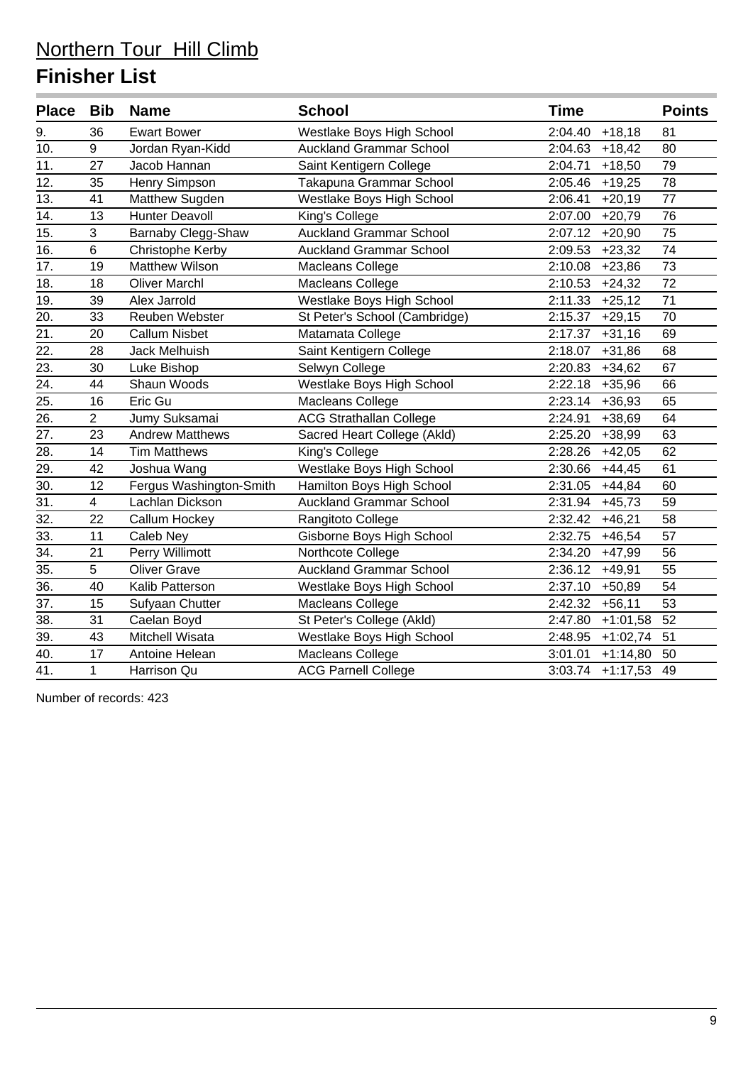# Northern Tour  Hill Climb

## Finisher List

| Place | Bib | Name | School | Time | | Points |
|---|---|---|---|---|---|---|
| 9. | 36 | Ewart Bower | Westlake Boys High School | 2:04.40 | +18,18 | 81 |
| 10. | 9 | Jordan Ryan-Kidd | Auckland Grammar School | 2:04.63 | +18,42 | 80 |
| 11. | 27 | Jacob Hannan | Saint Kentigern College | 2:04.71 | +18,50 | 79 |
| 12. | 35 | Henry Simpson | Takapuna Grammar School | 2:05.46 | +19,25 | 78 |
| 13. | 41 | Matthew Sugden | Westlake Boys High School | 2:06.41 | +20,19 | 77 |
| 14. | 13 | Hunter Deavoll | King's College | 2:07.00 | +20,79 | 76 |
| 15. | 3 | Barnaby Clegg-Shaw | Auckland Grammar School | 2:07.12 | +20,90 | 75 |
| 16. | 6 | Christophe Kerby | Auckland Grammar School | 2:09.53 | +23,32 | 74 |
| 17. | 19 | Matthew Wilson | Macleans College | 2:10.08 | +23,86 | 73 |
| 18. | 18 | Oliver Marchl | Macleans College | 2:10.53 | +24,32 | 72 |
| 19. | 39 | Alex Jarrold | Westlake Boys High School | 2:11.33 | +25,12 | 71 |
| 20. | 33 | Reuben Webster | St Peter's School (Cambridge) | 2:15.37 | +29,15 | 70 |
| 21. | 20 | Callum Nisbet | Matamata College | 2:17.37 | +31,16 | 69 |
| 22. | 28 | Jack Melhuish | Saint Kentigern College | 2:18.07 | +31,86 | 68 |
| 23. | 30 | Luke Bishop | Selwyn College | 2:20.83 | +34,62 | 67 |
| 24. | 44 | Shaun Woods | Westlake Boys High School | 2:22.18 | +35,96 | 66 |
| 25. | 16 | Eric Gu | Macleans College | 2:23.14 | +36,93 | 65 |
| 26. | 2 | Jumy Suksamai | ACG Strathallan College | 2:24.91 | +38,69 | 64 |
| 27. | 23 | Andrew Matthews | Sacred Heart College (Akld) | 2:25.20 | +38,99 | 63 |
| 28. | 14 | Tim Matthews | King's College | 2:28.26 | +42,05 | 62 |
| 29. | 42 | Joshua Wang | Westlake Boys High School | 2:30.66 | +44,45 | 61 |
| 30. | 12 | Fergus Washington-Smith | Hamilton Boys High School | 2:31.05 | +44,84 | 60 |
| 31. | 4 | Lachlan Dickson | Auckland Grammar School | 2:31.94 | +45,73 | 59 |
| 32. | 22 | Callum Hockey | Rangitoto College | 2:32.42 | +46,21 | 58 |
| 33. | 11 | Caleb Ney | Gisborne Boys High School | 2:32.75 | +46,54 | 57 |
| 34. | 21 | Perry Willimott | Northcote College | 2:34.20 | +47,99 | 56 |
| 35. | 5 | Oliver Grave | Auckland Grammar School | 2:36.12 | +49,91 | 55 |
| 36. | 40 | Kalib Patterson | Westlake Boys High School | 2:37.10 | +50,89 | 54 |
| 37. | 15 | Sufyaan Chutter | Macleans College | 2:42.32 | +56,11 | 53 |
| 38. | 31 | Caelan Boyd | St Peter's College (Akld) | 2:47.80 | +1:01,58 | 52 |
| 39. | 43 | Mitchell Wisata | Westlake Boys High School | 2:48.95 | +1:02,74 | 51 |
| 40. | 17 | Antoine Helean | Macleans College | 3:01.01 | +1:14,80 | 50 |
| 41. | 1 | Harrison Qu | ACG Parnell College | 3:03.74 | +1:17,53 | 49 |

Number of records: 423